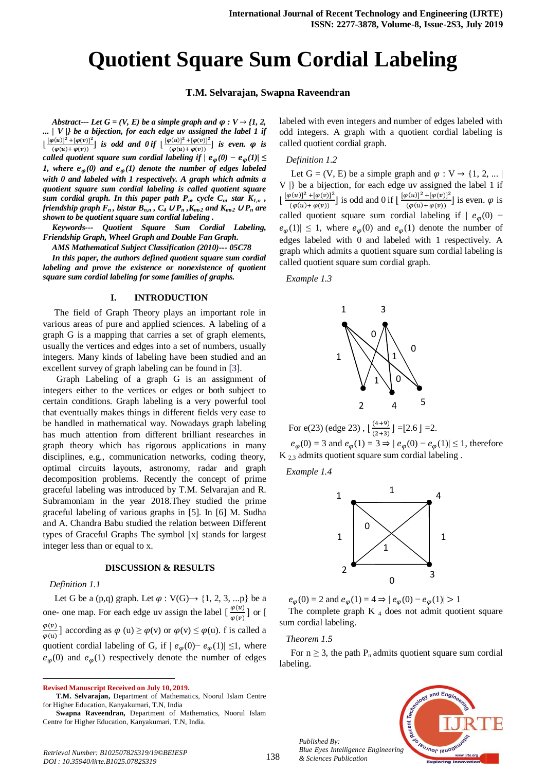# Quotient Square Sum Cordial Labeling

**T.M. Selvarajan, Swapna Raveendran**

***Abstract---*** *Let G = (V, E) be a simple graph and $\varphi : V \rightarrow \{1, 2, ... | V |\}$ be a bijection, for each edge uv assigned the label 1 if $\lfloor \frac{[\varphi(u)]^2 + [\varphi(v)]^2}{(\varphi(u) + \varphi(v))} \rfloor$ is odd and 0 if $\lfloor \frac{[\varphi(u)]^2 + [\varphi(v)]^2}{(\varphi(u) + \varphi(v))} \rfloor$ is even. $\varphi$ is called quotient square sum cordial labeling if $| e_\varphi(0) - e_\varphi(1)| \leq 1$, where $e_\varphi(0)$ and $e_\varphi(1)$ denote the number of edges labeled with 0 and labeled with 1 respectively. A graph which admits a quotient square sum cordial labeling is called quotient square sum cordial graph. In this paper path $P_n$, cycle $C_n$, star $K_{1,n}$, friendship graph $F_n$, bistar $B_{n,n}$, $C_4 \cup P_n$, $K_{m,2}$ and $K_{m,2} \cup P_n$ are shown to be quotient square sum cordial labeling .*

***Keywords---*** *Quotient Square Sum Cordial Labeling, Friendship Graph, Wheel Graph and Double Fan Graph.*

*AMS Mathematical Subject Classification (2010)--- 05C78*

*In this paper, the authors defined quotient square sum cordial labeling and prove the existence or nonexistence of quotient square sum cordial labeling for some families of graphs.*

## I. INTRODUCTION

The field of Graph Theory plays an important role in various areas of pure and applied sciences. A labeling of a graph G is a mapping that carries a set of graph elements, usually the vertices and edges into a set of numbers, usually integers. Many kinds of labeling have been studied and an excellent survey of graph labeling can be found in [3].

Graph Labeling of a graph G is an assignment of integers to either the vertices or edges or both subject to certain conditions. Graph labeling is a very powerful tool that eventually makes things in different fields very ease to be handled in mathematical way. Nowadays graph labeling has much attention from different brilliant researches in graph theory which has rigorous applications in many disciplines, e.g., communication networks, coding theory, optimal circuits layouts, astronomy, radar and graph decomposition problems. Recently the concept of prime graceful labeling was introduced by T.M. Selvarajan and R. Subramoniam in the year 2018.They studied the prime graceful labeling of various graphs in [5]. In [6] M. Sudha and A. Chandra Babu studied the relation between Different types of Graceful Graphs The symbol $\lfloor x \rfloor$ stands for largest integer less than or equal to x.

## DISCUSSION & RESULTS

*Definition 1.1*

Let G be a (p,q) graph. Let $\varphi : V(G) \rightarrow \{1, 2, 3, ...p\}$ be a one- one map. For each edge uv assign the label $[\frac{\varphi(u)}{\varphi(v)}]$ or $[\frac{\varphi(v)}{\varphi(u)}]$ according as $\varphi(u) \geq \varphi(v)$ or $\varphi(v) \leq \varphi(u)$. f is called a quotient cordial labeling of G, if $| e_\varphi(0) - e_\varphi(1)| \leq 1$, where $e_\varphi(0)$ and $e_\varphi(1)$ respectively denote the number of edges labeled with even integers and number of edges labeled with odd integers. A graph with a quotient cordial labeling is called quotient cordial graph.

*Definition 1.2*

Let G = (V, E) be a simple graph and $\varphi : V \rightarrow \{1, 2, ... | V |\}$ be a bijection, for each edge uv assigned the label 1 if $\lfloor \frac{[\varphi(u)]^2 + [\varphi(v)]^2}{(\varphi(u) + \varphi(v))} \rfloor$ is odd and 0 if $\lfloor \frac{[\varphi(u)]^2 + [\varphi(v)]^2}{(\varphi(u) + \varphi(v))} \rfloor$ is even. $\varphi$ is called quotient square sum cordial labeling if $| e_\varphi(0) - e_\varphi(1)| \leq 1$, where $e_\varphi(0)$ and $e_\varphi(1)$ denote the number of edges labeled with 0 and labeled with 1 respectively. A graph which admits a quotient square sum cordial labeling is called quotient square sum cordial graph.

*Example 1.3*

For e(23) (edge 23) , $\lfloor \frac{(4+9)}{(2+3)} \rfloor = \lfloor 2.6 \rfloor = 2$.

$e_\varphi(0) = 3$ and $e_\varphi(1) = 3 \Rightarrow | e_\varphi(0) - e_\varphi(1)| \leq 1$, therefore $K_{2,3}$ admits quotient square sum cordial labeling .

*Example 1.4*

$e_\varphi(0) = 2$ and $e_\varphi(1) = 4 \Rightarrow | e_\varphi(0) - e_\varphi(1)| > 1$

The complete graph $K_4$ does not admit quotient square sum cordial labeling.

*Theorem 1.5*

For $n \geq 3$, the path $P_n$ admits quotient square sum cordial labeling.

---

**Revised Manuscript Received on July 10, 2019.**

**T.M. Selvarajan,** Department of Mathematics, Noorul Islam Centre for Higher Education, Kanyakumari, T.N, India

**Swapna Raveendran,** Department of Mathematics, Noorul Islam Centre for Higher Education, Kanyakumari, T.N, India.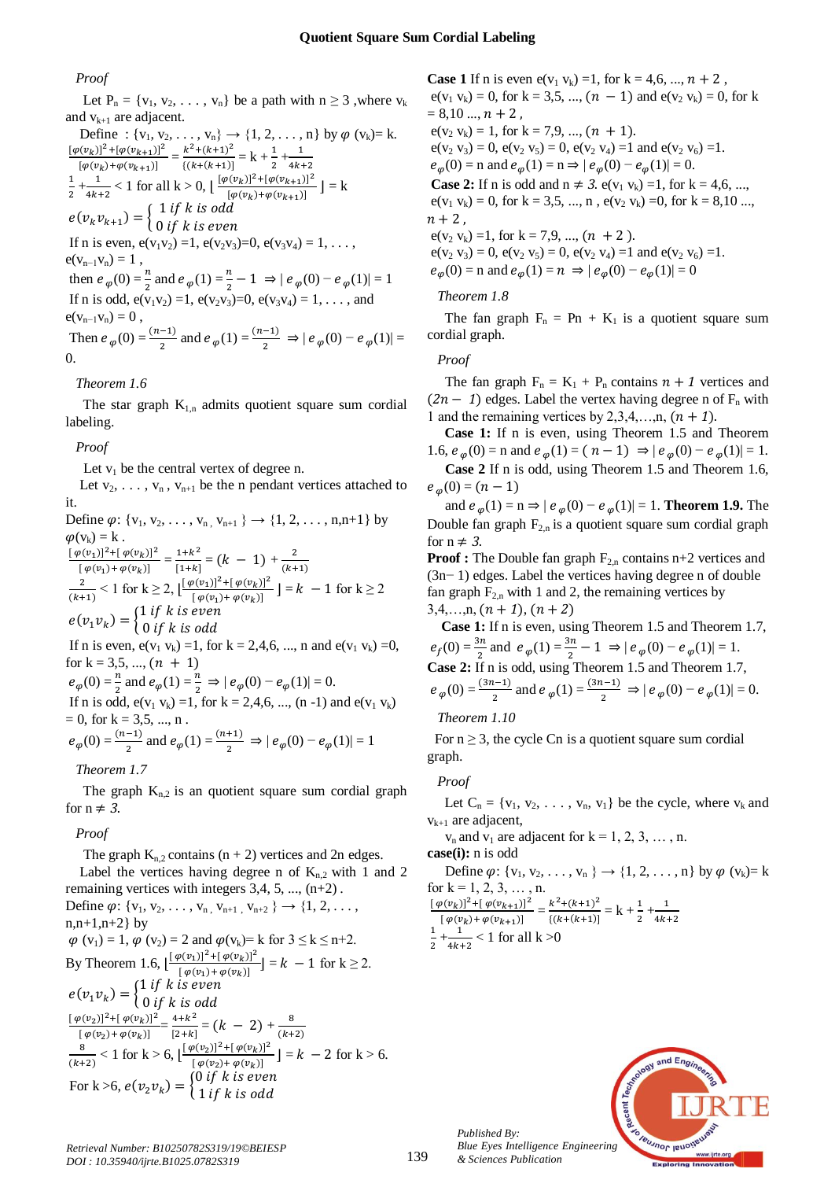*Proof*

Let $P_n = \{v_1, v_2, \ldots, v_n\}$ be a path with $n \geq 3$ ,where $v_k$ and $v_{k+1}$ are adjacent.

Define : $\{v_1, v_2, \ldots, v_n\} \rightarrow \{1, 2, \ldots, n\}$ by $\varphi(v_k) = k$.

$\frac{[\varphi(v_k)]^2+[\varphi(v_{k+1})]^2}{[\varphi(v_k)+\varphi(v_{k+1})]} = \frac{k^2+(k+1)^2}{\{(k+(k+1)]} = k + \frac{1}{2} + \frac{1}{4k+2}$

$\frac{1}{2} + \frac{1}{4k+2} < 1$ for all $k > 0$, $\lfloor \frac{[\varphi(v_k)]^2+[\varphi(v_{k+1})]^2}{[\varphi(v_k)+\varphi(v_{k+1})]} \rfloor = k$

$$e(v_k v_{k+1}) = \begin{cases} 1 \text{ if } k \text{ is odd} \\ 0 \text{ if } k \text{ is even} \end{cases}$$

If n is even, $e(v_1v_2) = 1$, $e(v_2v_3) = 0$, $e(v_3v_4) = 1, \ldots$, $e(v_{n-1}v_n) = 1$ ,

then $e_\varphi(0) = \frac{n}{2}$ and $e_\varphi(1) = \frac{n}{2} - 1 \Rightarrow | e_\varphi(0) - e_\varphi(1)| = 1$

If n is odd, $e(v_1v_2) = 1$, $e(v_2v_3) = 0$, $e(v_3v_4) = 1, \ldots$, and $e(v_{n-1}v_n) = 0$ ,

Then $e_\varphi(0) = \frac{(n-1)}{2}$ and $e_\varphi(1) = \frac{(n-1)}{2} \Rightarrow | e_\varphi(0) - e_\varphi(1)| = 0$.

*Theorem 1.6*

The star graph $K_{1,n}$ admits quotient square sum cordial labeling.

*Proof*

Let $v_1$ be the central vertex of degree n.

Let $v_2, \ldots, v_n, v_{n+1}$ be the n pendant vertices attached to it.

Define $\varphi$: $\{v_1, v_2, \ldots, v_n, v_{n+1}\} \rightarrow \{1, 2, \ldots, n, n+1\}$ by $\varphi(v_k) = k$ .

$\frac{[\varphi(v_1)]^2+[\varphi(v_k)]^2}{[\varphi(v_1)+\varphi(v_k)]} = \frac{1+k^2}{[1+k]} = (k-1) + \frac{2}{(k+1)}$

$\frac{2}{(k+1)} < 1$ for $k \geq 2$, $\lfloor \frac{[\varphi(v_1)]^2+[\varphi(v_k)]^2}{[\varphi(v_1)+\varphi(v_k)]} \rfloor = k - 1$ for $k \geq 2$

$$e(v_1 v_k) = \begin{cases} 1 \text{ if } k \text{ is even} \\ 0 \text{ if } k \text{ is odd} \end{cases}$$

If n is even, $e(v_1 v_k) = 1$, for $k = 2,4,6, \ldots, n$ and $e(v_1 v_k) = 0$, for $k = 3,5, \ldots, (n+1)$

$e_\varphi(0) = \frac{n}{2}$ and $e_\varphi(1) = \frac{n}{2} \Rightarrow | e_\varphi(0) - e_\varphi(1)| = 0$.

If n is odd, $e(v_1 v_k) = 1$, for $k = 2,4,6, \ldots, (n-1)$ and $e(v_1 v_k) = 0$, for $k = 3,5, \ldots, n$ .

$e_\varphi(0) = \frac{(n-1)}{2}$ and $e_\varphi(1) = \frac{(n+1)}{2} \Rightarrow | e_\varphi(0) - e_\varphi(1)| = 1$

*Theorem 1.7*

The graph $K_{n,2}$ is an quotient square sum cordial graph for $n \neq 3$.

*Proof*

The graph $K_{n,2}$ contains $(n + 2)$ vertices and 2n edges.

Label the vertices having degree n of $K_{n,2}$ with 1 and 2 remaining vertices with integers $3, 4, 5, \ldots, (n+2)$ .

Define $\varphi$: $\{v_1, v_2, \ldots, v_n, v_{n+1}, v_{n+2}\} \rightarrow \{1, 2, \ldots, n, n+1, n+2\}$ by

$\varphi(v_1) = 1$, $\varphi(v_2) = 2$ and $\varphi(v_k) = k$ for $3 \leq k \leq n+2$.

By Theorem 1.6, $\lfloor \frac{[\varphi(v_1)]^2+[\varphi(v_k)]^2}{[\varphi(v_1)+\varphi(v_k)]} \rfloor = k - 1$ for $k \geq 2$.

$$e(v_1 v_k) = \begin{cases} 1 \text{ if } k \text{ is even} \\ 0 \text{ if } k \text{ is odd} \end{cases}$$

$\frac{[\varphi(v_2)]^2+[\varphi(v_k)]^2}{[\varphi(v_2)+\varphi(v_k)]} = \frac{4+k^2}{[2+k]} = (k-2) + \frac{8}{(k+2)}$

$\frac{8}{(k+2)} < 1$ for $k > 6$, $\lfloor \frac{[\varphi(v_2)]^2+[\varphi(v_k)]^2}{[\varphi(v_2)+\varphi(v_k)]} \rfloor = k - 2$ for $k > 6$.

For $k > 6$, $e(v_2 v_k) = \begin{cases} 0 \text{ if } k \text{ is even} \\ 1 \text{ if } k \text{ is odd} \end{cases}$

**Case 1** If n is even $e(v_1 v_k) = 1$, for $k = 4,6, \ldots, n+2$ , $e(v_1 v_k) = 0$, for $k = 3,5, \ldots, (n-1)$ and $e(v_2 v_k) = 0$, for $k = 8,10 \ldots, n+2$ ,

$e(v_2 v_k) = 1$, for $k = 7,9, \ldots, (n+1)$.

$e(v_2 v_3) = 0$, $e(v_2 v_5) = 0$, $e(v_2 v_4) = 1$ and $e(v_2 v_6) = 1$.

$e_\varphi(0) = n$ and $e_\varphi(1) = n \Rightarrow | e_\varphi(0) - e_\varphi(1)| = 0$.

**Case 2:** If n is odd and $n \neq 3$. $e(v_1 v_k) = 1$, for $k = 4,6, \ldots, n+2$ , $e(v_1 v_k) = 0$, for $k = 3,5, \ldots, n$ , $e(v_2 v_k) = 0$, for $k = 8,10 \ldots, n+2$ ,

$e(v_2 v_k) = 1$, for $k = 7,9, \ldots, (n+2)$.

$e(v_2 v_3) = 0$, $e(v_2 v_5) = 0$, $e(v_2 v_4) = 1$ and $e(v_2 v_6) = 1$.

$e_\varphi(0) = n$ and $e_\varphi(1) = n \Rightarrow | e_\varphi(0) - e_\varphi(1)| = 0$

*Theorem 1.8*

The fan graph $F_n = P_n + K_1$ is a quotient square sum cordial graph.

*Proof*

The fan graph $F_n = K_1 + P_n$ contains $n + 1$ vertices and $(2n - 1)$ edges. Label the vertex having degree n of $F_n$ with 1 and the remaining vertices by $2,3,4,\ldots,n, (n+1)$.

**Case 1:** If n is even, using Theorem 1.5 and Theorem 1.6, $e_\varphi(0) = n$ and $e_\varphi(1) = (n-1) \Rightarrow | e_\varphi(0) - e_\varphi(1)| = 1$.

**Case 2** If n is odd, using Theorem 1.5 and Theorem 1.6, $e_\varphi(0) = (n-1)$

and $e_\varphi(1) = n \Rightarrow | e_\varphi(0) - e_\varphi(1)| = 1$. **Theorem 1.9.** The Double fan graph $F_{2,n}$ is a quotient square sum cordial graph for $n \neq 3$.

**Proof :** The Double fan graph $F_{2,n}$ contains n+2 vertices and (3n− 1) edges. Label the vertices having degree n of double fan graph $F_{2,n}$ with 1 and 2, the remaining vertices by $3,4,\ldots,n, (n+1), (n+2)$

**Case 1:** If n is even, using Theorem 1.5 and Theorem 1.7, $e_f(0) = \frac{3n}{2}$ and $e_\varphi(1) = \frac{3n}{2} - 1 \Rightarrow | e_\varphi(0) - e_\varphi(1)| = 1$.

**Case 2:** If n is odd, using Theorem 1.5 and Theorem 1.7, $e_\varphi(0) = \frac{(3n-1)}{2}$ and $e_\varphi(1) = \frac{(3n-1)}{2} \Rightarrow | e_\varphi(0) - e_\varphi(1)| = 0$.

*Theorem 1.10*

For $n \geq 3$, the cycle Cn is a quotient square sum cordial graph.

*Proof*

Let $C_n = \{v_1, v_2, \ldots, v_n, v_1\}$ be the cycle, where $v_k$ and $v_{k+1}$ are adjacent,

$v_n$ and $v_1$ are adjacent for $k = 1, 2, 3, \ldots, n$.

**case(i):** n is odd

Define $\varphi$: $\{v_1, v_2, \ldots, v_n\} \rightarrow \{1, 2, \ldots, n\}$ by $\varphi(v_k) = k$ for $k = 1, 2, 3, \ldots, n$.

$\frac{[\varphi(v_k)]^2+[\varphi(v_{k+1})]^2}{[\varphi(v_k)+\varphi(v_{k+1})]} = \frac{k^2+(k+1)^2}{\{(k+(k+1)]} = k + \frac{1}{2} + \frac{1}{4k+2}$

$\frac{1}{2} + \frac{1}{4k+2} < 1$ for all $k > 0$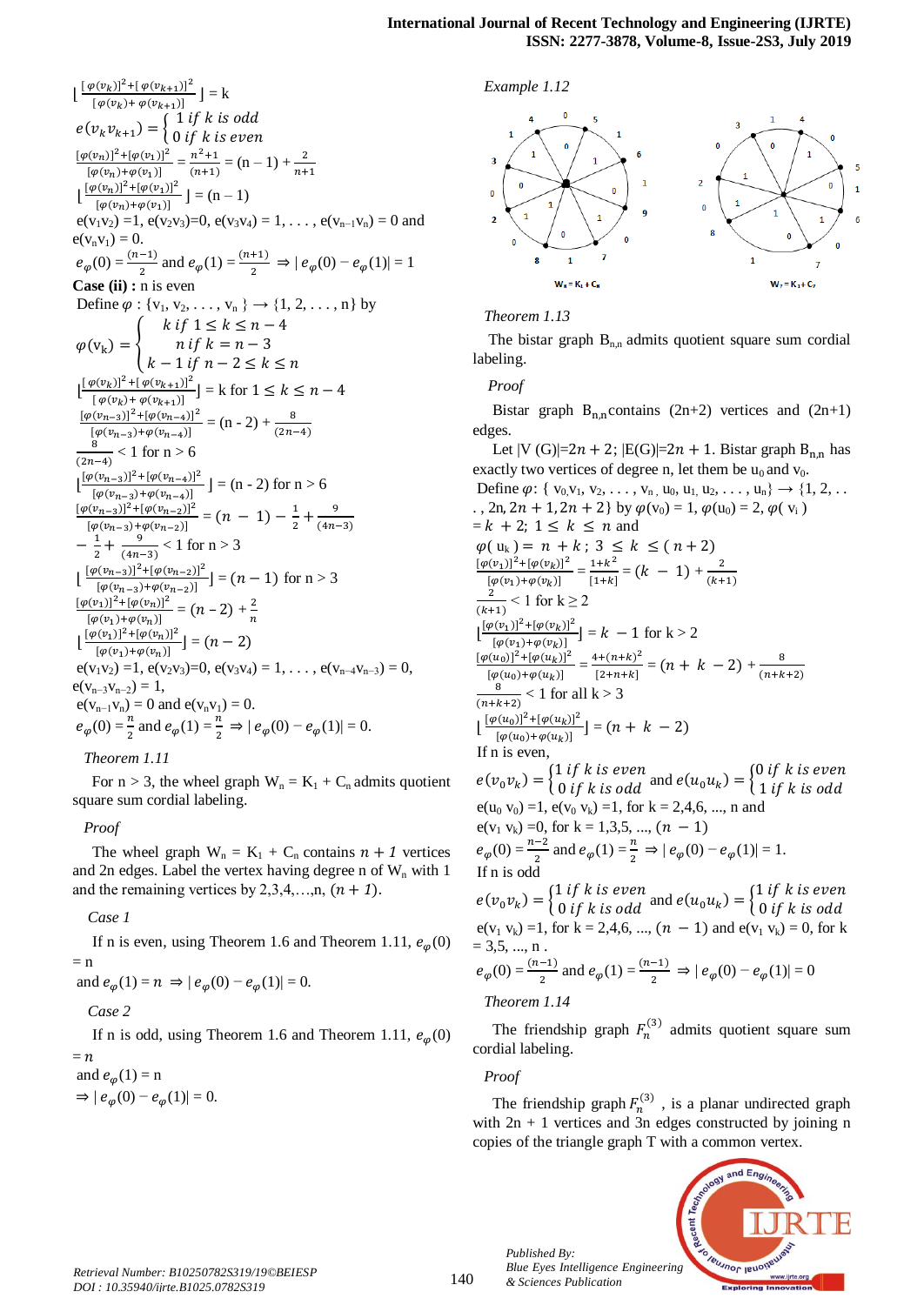$\lfloor \frac{[\varphi(v_k)]^2+[\varphi(v_{k+1})]^2}{[\varphi(v_k)+\varphi(v_{k+1})]} \rfloor = k$

$$e(v_k v_{k+1}) = \begin{cases} 1 \text{ if } k \text{ is odd} \\ 0 \text{ if } k \text{ is even} \end{cases}$$

$\frac{[\varphi(v_n)]^2+[\varphi(v_1)]^2}{[\varphi(v_n)+\varphi(v_1)]} = \frac{n^2+1}{(n+1)} = (n-1) + \frac{2}{n+1}$

$\lfloor \frac{[\varphi(v_n)]^2+[\varphi(v_1)]^2}{[\varphi(v_n)+\varphi(v_1)]} \rfloor = (n-1)$

$e(v_1v_2) = 1$, $e(v_2v_3)=0$, $e(v_3v_4) = 1, \ldots, e(v_{n-1}v_n) = 0$ and $e(v_nv_1) = 0$.

$e_\varphi(0) = \frac{(n-1)}{2}$ and $e_\varphi(1) = \frac{(n+1)}{2} \Rightarrow |e_\varphi(0) - e_\varphi(1)| = 1$

**Case (ii) :** n is even

Define $\varphi : \{v_1, v_2, \ldots, v_n\} \rightarrow \{1, 2, \ldots, n\}$ by

$$\varphi(v_k) = \begin{cases} k \text{ if } 1 \le k \le n-4 \\ n \text{ if } k = n-3 \\ k-1 \text{ if } n-2 \le k \le n \end{cases}$$

$\lfloor \frac{[\varphi(v_k)]^2+[\varphi(v_{k+1})]^2}{[\varphi(v_k)+\varphi(v_{k+1})]} \rfloor = k$ for $1 \le k \le n-4$

$\frac{[\varphi(v_{n-3})]^2+[\varphi(v_{n-4})]^2}{[\varphi(v_{n-3})+\varphi(v_{n-4})]} = (n-2) + \frac{8}{(2n-4)}$

$\frac{8}{(2n-4)} < 1$ for $n > 6$

$\lfloor \frac{[\varphi(v_{n-3})]^2+[\varphi(v_{n-4})]^2}{[\varphi(v_{n-3})+\varphi(v_{n-4})]} \rfloor = (n-2)$ for $n > 6$

$\frac{[\varphi(v_{n-3})]^2+[\varphi(v_{n-2})]^2}{[\varphi(v_{n-3})+\varphi(v_{n-2})]} = (n-1) - \frac{1}{2} + \frac{9}{(4n-3)}$

$-\frac{1}{2} + \frac{9}{(4n-3)} < 1$ for $n > 3$

$\lfloor \frac{[\varphi(v_{n-3})]^2+[\varphi(v_{n-2})]^2}{[\varphi(v_{n-3})+\varphi(v_{n-2})]} \rfloor = (n-1)$ for $n > 3$

$\frac{[\varphi(v_1)]^2+[\varphi(v_n)]^2}{[\varphi(v_1)+\varphi(v_n)]} = (n-2) + \frac{2}{n}$

$\lfloor \frac{[\varphi(v_1)]^2+[\varphi(v_n)]^2}{[\varphi(v_1)+\varphi(v_n)]} \rfloor = (n-2)$

$e(v_1v_2) = 1$, $e(v_2v_3)=0$, $e(v_3v_4) = 1, \ldots, e(v_{n-4}v_{n-3}) = 0$, $e(v_{n-3}v_{n-2}) = 1$,

$e(v_{n-1}v_n) = 0$ and $e(v_nv_1) = 0$.

$e_\varphi(0) = \frac{n}{2}$ and $e_\varphi(1) = \frac{n}{2} \Rightarrow |e_\varphi(0) - e_\varphi(1)| = 0$.

*Theorem 1.11*

For $n > 3$, the wheel graph $W_n = K_1 + C_n$ admits quotient square sum cordial labeling.

*Proof*

The wheel graph $W_n = K_1 + C_n$ contains $n + 1$ vertices and 2n edges. Label the vertex having degree n of $W_n$ with 1 and the remaining vertices by $2,3,4,\ldots,n, (n+1)$.

*Case 1*

If n is even, using Theorem 1.6 and Theorem 1.11, $e_\varphi(0) = n$ and $e_\varphi(1) = n \Rightarrow |e_\varphi(0) - e_\varphi(1)| = 0$.

*Case 2*

If n is odd, using Theorem 1.6 and Theorem 1.11, $e_\varphi(0) = n$ and $e_\varphi(1) = n$

$\Rightarrow |e_\varphi(0) - e_\varphi(1)| = 0$.

*Example 1.12*

$W_8 = K_1 + C_8$ $\qquad$ $W_7 = K_1 + C_7$

*Theorem 1.13*

The bistar graph $B_{n,n}$ admits quotient square sum cordial labeling.

*Proof*

Bistar graph $B_{n,n}$ contains $(2n+2)$ vertices and $(2n+1)$ edges.

Let $|V(G)| = 2n + 2$; $|E(G)| = 2n + 1$. Bistar graph $B_{n,n}$ has exactly two vertices of degree n, let them be $u_0$ and $v_0$.

Define $\varphi$: $\{v_0, v_1, v_2, \ldots, v_n, u_0, u_1, u_2, \ldots, u_n\} \rightarrow \{1, 2, \ldots, 2n, 2n+1, 2n+2\}$ by $\varphi(v_0) = 1$, $\varphi(u_0) = 2$, $\varphi(v_i) = k + 2;\ 1 \le k \le n$ and

$\varphi(u_k) = n + k;\ 3 \le k \le (n+2)$

$\frac{[\varphi(v_1)]^2+[\varphi(v_k)]^2}{[\varphi(v_1)+\varphi(v_k)]} = \frac{1+k^2}{[1+k]} = (k-1) + \frac{2}{(k+1)}$

$\frac{2}{(k+1)} < 1$ for $k \ge 2$

$\lfloor \frac{[\varphi(v_1)]^2+[\varphi(v_k)]^2}{[\varphi(v_1)+\varphi(v_k)]} \rfloor = k - 1$ for $k > 2$

$\frac{[\varphi(u_0)]^2+[\varphi(u_k)]^2}{[\varphi(u_0)+\varphi(u_k)]} = \frac{4+(n+k)^2}{[2+n+k]} = (n + k - 2) + \frac{8}{(n+k+2)}$

$\frac{8}{(n+k+2)} < 1$ for all $k > 3$

$\lfloor \frac{[\varphi(u_0)]^2+[\varphi(u_k)]^2}{[\varphi(u_0)+\varphi(u_k)]} \rfloor = (n + k - 2)$

If n is even,

$$e(v_0v_k) = \begin{cases} 1 \text{ if } k \text{ is even} \\ 0 \text{ if } k \text{ is odd} \end{cases} \text{ and } e(u_0u_k) = \begin{cases} 0 \text{ if } k \text{ is even} \\ 1 \text{ if } k \text{ is odd} \end{cases}$$

$e(u_0 v_0) = 1$, $e(v_0 v_k) = 1$, for $k = 2,4,6, \ldots, n$ and

$e(v_1 v_k) = 0$, for $k = 1,3,5, \ldots, (n-1)$

$e_\varphi(0) = \frac{n-2}{2}$ and $e_\varphi(1) = \frac{n}{2} \Rightarrow |e_\varphi(0) - e_\varphi(1)| = 1$.

If n is odd

$$e(v_0v_k) = \begin{cases} 1 \text{ if } k \text{ is even} \\ 0 \text{ if } k \text{ is odd} \end{cases} \text{ and } e(u_0u_k) = \begin{cases} 1 \text{ if } k \text{ is even} \\ 0 \text{ if } k \text{ is odd} \end{cases}$$

$e(v_1 v_k) = 1$, for $k = 2,4,6, \ldots, (n-1)$ and $e(v_1 v_k) = 0$, for $k = 3,5, \ldots, n$.

$e_\varphi(0) = \frac{(n-1)}{2}$ and $e_\varphi(1) = \frac{(n-1)}{2} \Rightarrow |e_\varphi(0) - e_\varphi(1)| = 0$

*Theorem 1.14*

The friendship graph $F_n^{(3)}$ admits quotient square sum cordial labeling.

*Proof*

The friendship graph $F_n^{(3)}$, is a planar undirected graph with 2n + 1 vertices and 3n edges constructed by joining n copies of the triangle graph T with a common vertex.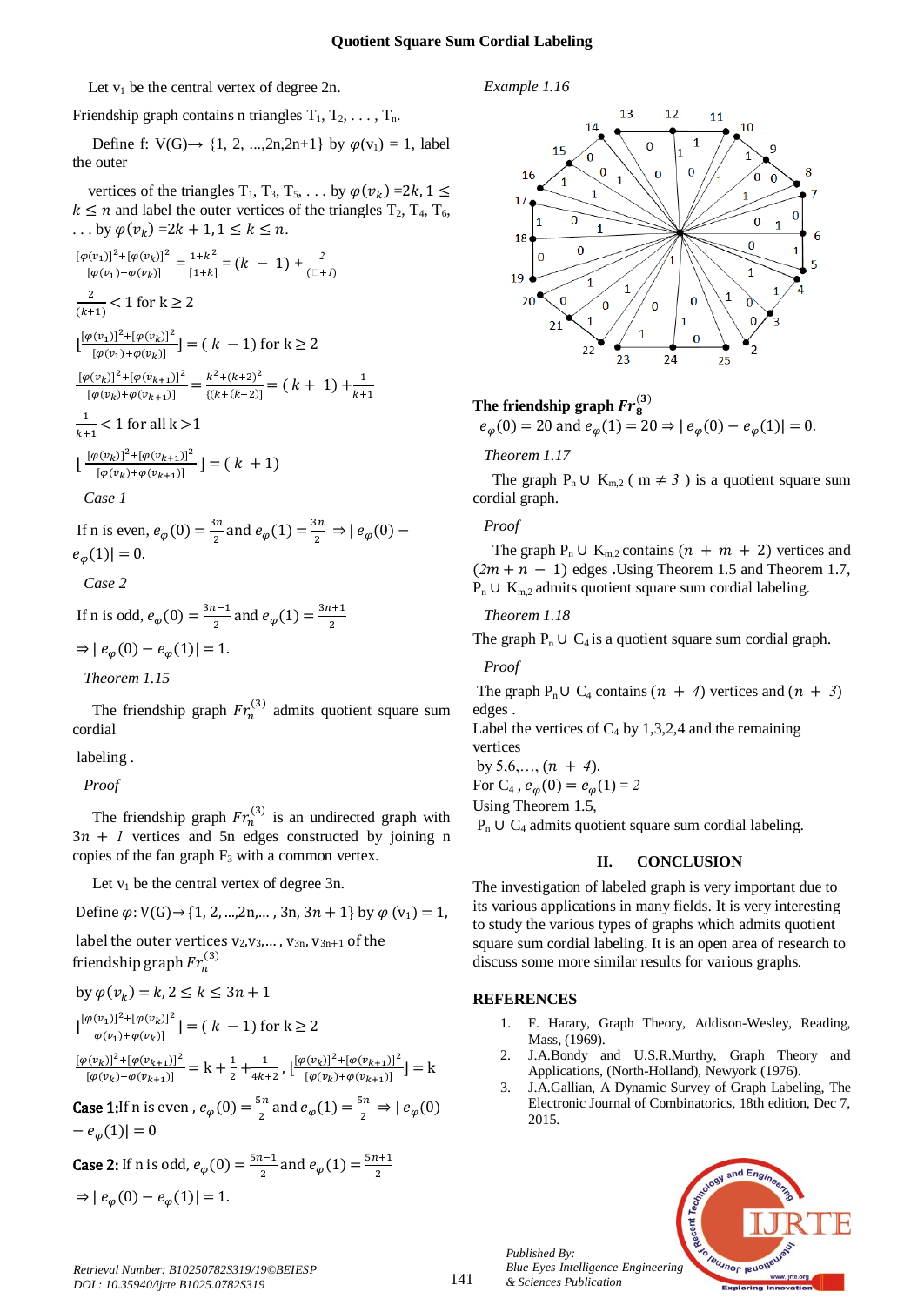Let $v_1$ be the central vertex of degree 2n.

Friendship graph contains n triangles $T_1, T_2, \ldots, T_n$.

Define f: $V(G) \rightarrow \{1, 2, \ldots, 2n, 2n+1\}$ by $\varphi(v_1) = 1$, label the outer

vertices of the triangles $T_1, T_3, T_5, \ldots$ by $\varphi(v_k) = 2k, 1 \leq k \leq n$ and label the outer vertices of the triangles $T_2, T_4, T_6, \ldots$ by $\varphi(v_k) = 2k+1, 1 \leq k \leq n$.

$\frac{[\varphi(v_1)]^2+[\varphi(v_k)]^2}{[\varphi(v_1)+\varphi(v_k)]} = \frac{1+k^2}{[1+k]} = (k - 1) + \frac{2}{(\square + l)}$

$\frac{2}{(k+1)} < 1$ for $k \geq 2$

$\lfloor \frac{[\varphi(v_1)]^2+[\varphi(v_k)]^2}{[\varphi(v_1)+\varphi(v_k)]} \rfloor = (k - 1)$ for $k \geq 2$

$\frac{[\varphi(v_k)]^2+[\varphi(v_{k+1})]^2}{[\varphi(v_k)+\varphi(v_{k+1})]} = \frac{k^2+(k+2)^2}{[(k+(k+2)]} = (k + 1) + \frac{1}{k+1}$

$\frac{1}{k+1} < 1$ for all $k > 1$

$\lfloor \frac{[\varphi(v_k)]^2+[\varphi(v_{k+1})]^2}{[\varphi(v_k)+\varphi(v_{k+1})]} \rfloor = (k + 1)$

*Case 1*

If n is even, $e_\varphi(0) = \frac{3n}{2}$ and $e_\varphi(1) = \frac{3n}{2} \Rightarrow |e_\varphi(0) - e_\varphi(1)| = 0$.

*Case 2*

If n is odd, $e_\varphi(0) = \frac{3n-1}{2}$ and $e_\varphi(1) = \frac{3n+1}{2}$

$\Rightarrow |e_\varphi(0) - e_\varphi(1)| = 1$.

*Theorem 1.15*

The friendship graph $Fr_n^{(3)}$ admits quotient square sum cordial

labeling .

*Proof*

The friendship graph $Fr_n^{(3)}$ is an undirected graph with $3n + 1$ vertices and 5n edges constructed by joining n copies of the fan graph $F_3$ with a common vertex.

Let $v_1$ be the central vertex of degree 3n.

Define $\varphi: V(G) \rightarrow \{1, 2, \ldots, 2n, \ldots, 3n, 3n + 1\}$ by $\varphi(v_1) = 1$,

label the outer vertices $v_2, v_3, \ldots, v_{3n}, v_{3n+1}$ of the friendship graph $Fr_n^{(3)}$

by $\varphi(v_k) = k, 2 \leq k \leq 3n + 1$

$\lfloor \frac{[\varphi(v_1)]^2+[\varphi(v_k)]^2}{\varphi(v_1)+\varphi(v_k)} \rfloor = (k - 1)$ for $k \geq 2$

$\frac{[\varphi(v_k)]^2+[\varphi(v_{k+1})]^2}{[\varphi(v_k)+\varphi(v_{k+1})]} = k + \frac{1}{2} + \frac{1}{4k+2}$, $\lfloor \frac{[\varphi(v_k)]^2+[\varphi(v_{k+1})]^2}{[\varphi(v_k)+\varphi(v_{k+1})]} \rfloor = k$

**Case 1:** If n is even , $e_\varphi(0) = \frac{5n}{2}$ and $e_\varphi(1) = \frac{5n}{2} \Rightarrow |e_\varphi(0) - e_\varphi(1)| = 0$

**Case 2:** If n is odd, $e_\varphi(0) = \frac{5n-1}{2}$ and $e_\varphi(1) = \frac{5n+1}{2}$

$\Rightarrow |e_\varphi(0) - e_\varphi(1)| = 1$.

*Example 1.16*

**The friendship graph $Fr_8^{(3)}$**

$e_\varphi(0) = 20$ and $e_\varphi(1) = 20 \Rightarrow |e_\varphi(0) - e_\varphi(1)| = 0$.

*Theorem 1.17*

The graph $P_n \cup K_{m,2}$ ( $m \neq 3$ ) is a quotient square sum cordial graph.

*Proof*

The graph $P_n \cup K_{m,2}$ contains $(n + m + 2)$ vertices and $(2m + n - 1)$ edges .Using Theorem 1.5 and Theorem 1.7, $P_n \cup K_{m,2}$ admits quotient square sum cordial labeling.

*Theorem 1.18*

The graph $P_n \cup C_4$ is a quotient square sum cordial graph.

*Proof*

The graph $P_n \cup C_4$ contains $(n + 4)$ vertices and $(n + 3)$ edges .
Label the vertices of $C_4$ by 1,3,2,4 and the remaining vertices
by 5,6,…, $(n + 4)$.
For $C_4$ , $e_\varphi(0) = e_\varphi(1) = 2$
Using Theorem 1.5,
$P_n \cup C_4$ admits quotient square sum cordial labeling.

## II. CONCLUSION

The investigation of labeled graph is very important due to its various applications in many fields. It is very interesting to study the various types of graphs which admits quotient square sum cordial labeling. It is an open area of research to discuss some more similar results for various graphs.

## REFERENCES

1. F. Harary, Graph Theory, Addison-Wesley, Reading, Mass, (1969).
2. J.A.Bondy and U.S.R.Murthy, Graph Theory and Applications, (North-Holland), Newyork (1976).
3. J.A.Gallian, A Dynamic Survey of Graph Labeling, The Electronic Journal of Combinatorics, 18th edition, Dec 7, 2015.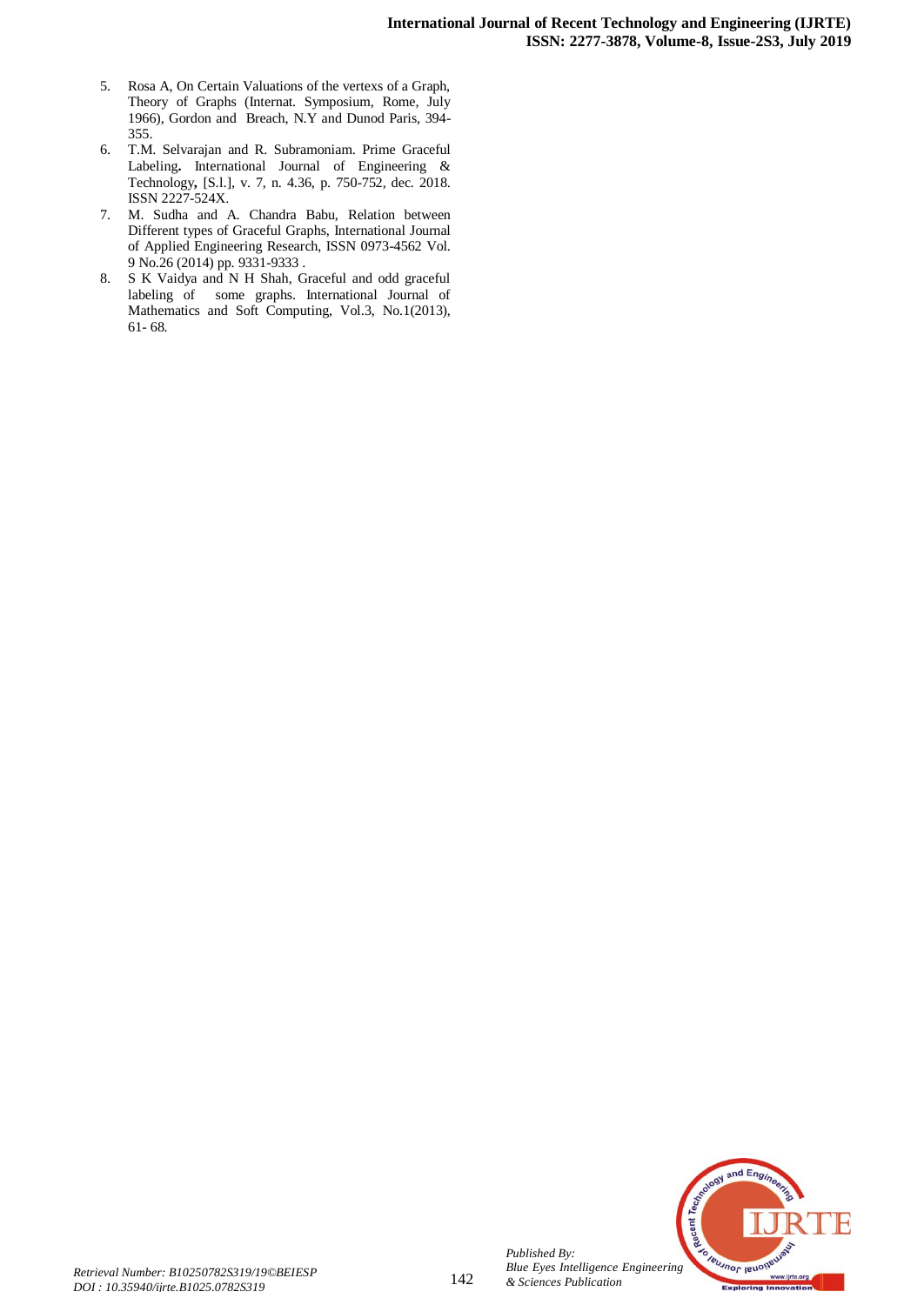5. Rosa A, On Certain Valuations of the vertexs of a Graph, Theory of Graphs (Internat. Symposium, Rome, July 1966), Gordon and Breach, N.Y and Dunod Paris, 394-355.
6. T.M. Selvarajan and R. Subramoniam. Prime Graceful Labeling**.** International Journal of Engineering & Technology**,** [S.l.], v. 7, n. 4.36, p. 750-752, dec. 2018. ISSN 2227-524X.
7. M. Sudha and A. Chandra Babu, Relation between Different types of Graceful Graphs, International Journal of Applied Engineering Research, ISSN 0973-4562 Vol. 9 No.26 (2014) pp. 9331-9333 .
8. S K Vaidya and N H Shah, Graceful and odd graceful labeling of some graphs. International Journal of Mathematics and Soft Computing, Vol.3, No.1(2013), 61- 68.